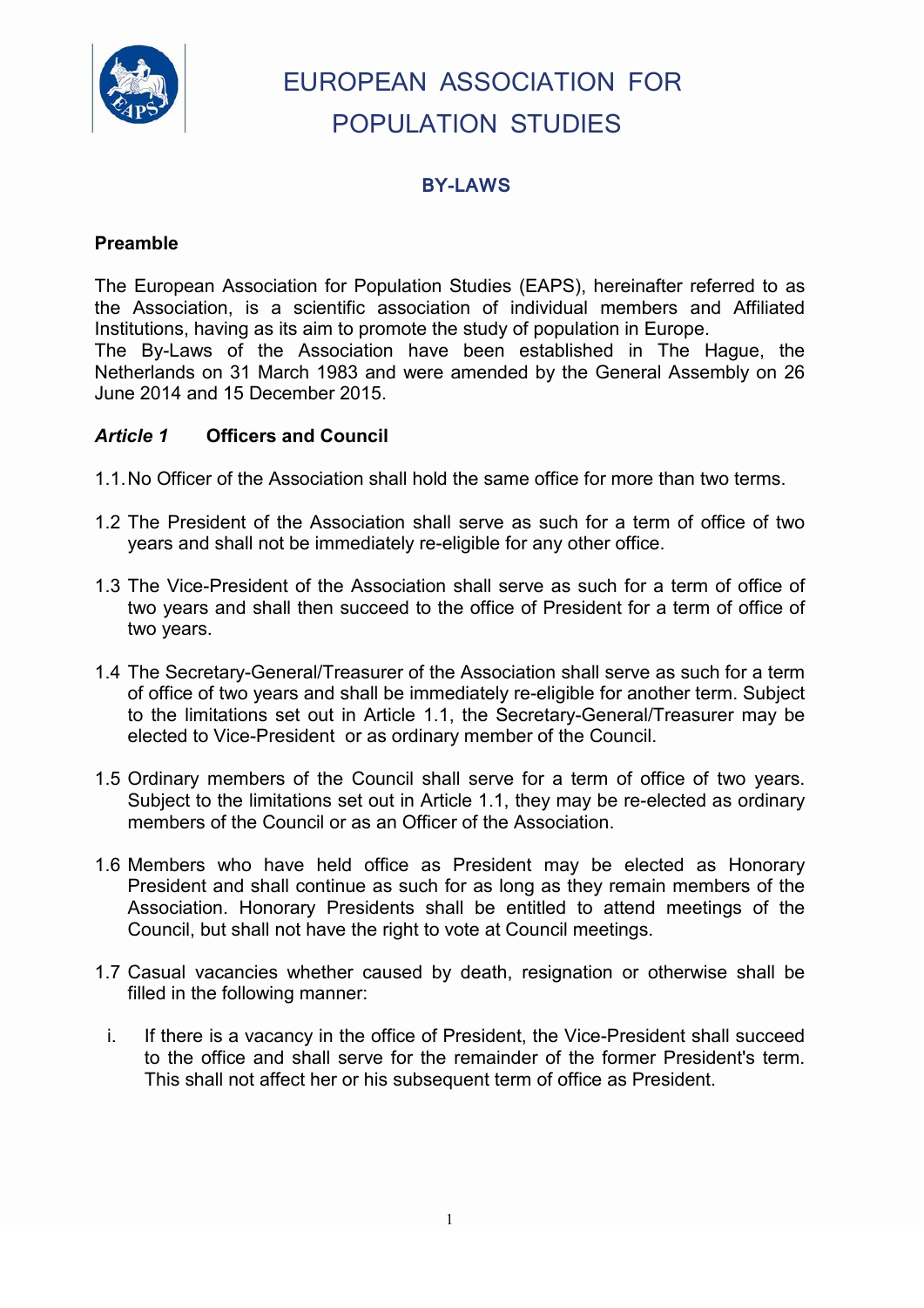# EUROPEAN ASSOCIATION FOR POPULATION STUDIES

## BY-LAWS

### Preamble

The European Association for Population Studies (EAPS), hereinafter referred to as the Association, is a scientific association of individual members and Affiliated Institutions, having as its aim to promote the study of population in Europe.
The By-Laws of the Association have been established in The Hague, the Netherlands on 31 March 1983 and were amended by the General Assembly on 26 June 2014 and 15 December 2015.

### *Article 1* Officers and Council

1.1. No Officer of the Association shall hold the same office for more than two terms.

1.2 The President of the Association shall serve as such for a term of office of two years and shall not be immediately re-eligible for any other office.

1.3 The Vice-President of the Association shall serve as such for a term of office of two years and shall then succeed to the office of President for a term of office of two years.

1.4 The Secretary-General/Treasurer of the Association shall serve as such for a term of office of two years and shall be immediately re-eligible for another term. Subject to the limitations set out in Article 1.1, the Secretary-General/Treasurer may be elected to Vice-President or as ordinary member of the Council.

1.5 Ordinary members of the Council shall serve for a term of office of two years. Subject to the limitations set out in Article 1.1, they may be re-elected as ordinary members of the Council or as an Officer of the Association.

1.6 Members who have held office as President may be elected as Honorary President and shall continue as such for as long as they remain members of the Association. Honorary Presidents shall be entitled to attend meetings of the Council, but shall not have the right to vote at Council meetings.

1.7 Casual vacancies whether caused by death, resignation or otherwise shall be filled in the following manner:

i. If there is a vacancy in the office of President, the Vice-President shall succeed to the office and shall serve for the remainder of the former President's term. This shall not affect her or his subsequent term of office as President.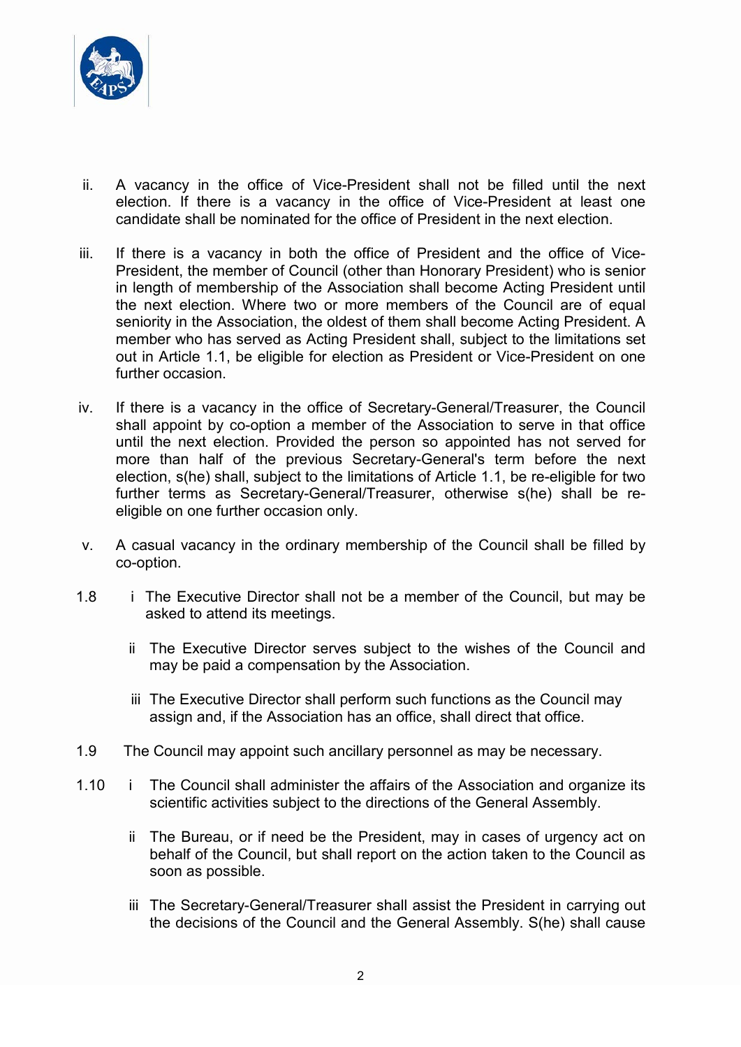ii. A vacancy in the office of Vice-President shall not be filled until the next election. If there is a vacancy in the office of Vice-President at least one candidate shall be nominated for the office of President in the next election.

iii. If there is a vacancy in both the office of President and the office of Vice-President, the member of Council (other than Honorary President) who is senior in length of membership of the Association shall become Acting President until the next election. Where two or more members of the Council are of equal seniority in the Association, the oldest of them shall become Acting President. A member who has served as Acting President shall, subject to the limitations set out in Article 1.1, be eligible for election as President or Vice-President on one further occasion.

iv. If there is a vacancy in the office of Secretary-General/Treasurer, the Council shall appoint by co-option a member of the Association to serve in that office until the next election. Provided the person so appointed has not served for more than half of the previous Secretary-General's term before the next election, s(he) shall, subject to the limitations of Article 1.1, be re-eligible for two further terms as Secretary-General/Treasurer, otherwise s(he) shall be re-eligible on one further occasion only.

v. A casual vacancy in the ordinary membership of the Council shall be filled by co-option.

1.8 i The Executive Director shall not be a member of the Council, but may be asked to attend its meetings.

ii The Executive Director serves subject to the wishes of the Council and may be paid a compensation by the Association.

iii The Executive Director shall perform such functions as the Council may assign and, if the Association has an office, shall direct that office.

1.9 The Council may appoint such ancillary personnel as may be necessary.

1.10 i The Council shall administer the affairs of the Association and organize its scientific activities subject to the directions of the General Assembly.

ii The Bureau, or if need be the President, may in cases of urgency act on behalf of the Council, but shall report on the action taken to the Council as soon as possible.

iii The Secretary-General/Treasurer shall assist the President in carrying out the decisions of the Council and the General Assembly. S(he) shall cause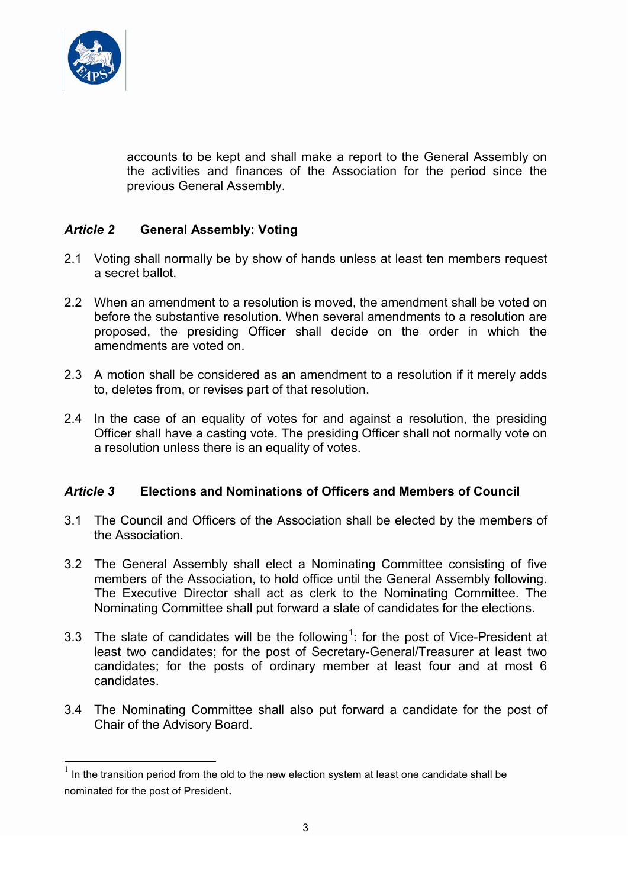accounts to be kept and shall make a report to the General Assembly on the activities and finances of the Association for the period since the previous General Assembly.

### *Article 2* General Assembly: Voting

2.1 Voting shall normally be by show of hands unless at least ten members request a secret ballot.

2.2 When an amendment to a resolution is moved, the amendment shall be voted on before the substantive resolution. When several amendments to a resolution are proposed, the presiding Officer shall decide on the order in which the amendments are voted on.

2.3 A motion shall be considered as an amendment to a resolution if it merely adds to, deletes from, or revises part of that resolution.

2.4 In the case of an equality of votes for and against a resolution, the presiding Officer shall have a casting vote. The presiding Officer shall not normally vote on a resolution unless there is an equality of votes.

### *Article 3* Elections and Nominations of Officers and Members of Council

3.1 The Council and Officers of the Association shall be elected by the members of the Association.

3.2 The General Assembly shall elect a Nominating Committee consisting of five members of the Association, to hold office until the General Assembly following. The Executive Director shall act as clerk to the Nominating Committee. The Nominating Committee shall put forward a slate of candidates for the elections.

3.3 The slate of candidates will be the following[1]: for the post of Vice-President at least two candidates; for the post of Secretary-General/Treasurer at least two candidates; for the posts of ordinary member at least four and at most 6 candidates.

3.4 The Nominating Committee shall also put forward a candidate for the post of Chair of the Advisory Board.

---

[1] In the transition period from the old to the new election system at least one candidate shall be nominated for the post of President.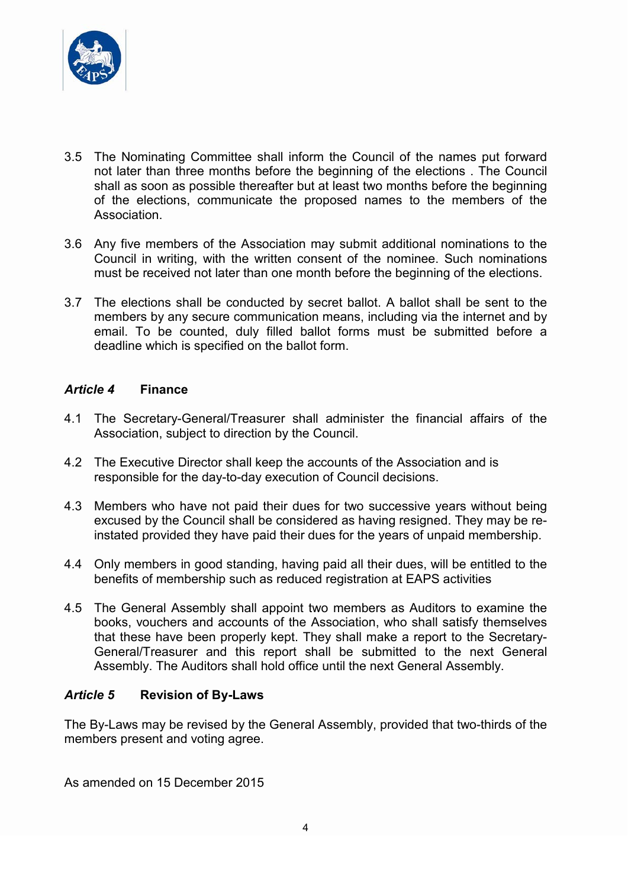3.5 The Nominating Committee shall inform the Council of the names put forward not later than three months before the beginning of the elections . The Council shall as soon as possible thereafter but at least two months before the beginning of the elections, communicate the proposed names to the members of the Association.

3.6 Any five members of the Association may submit additional nominations to the Council in writing, with the written consent of the nominee. Such nominations must be received not later than one month before the beginning of the elections.

3.7 The elections shall be conducted by secret ballot. A ballot shall be sent to the members by any secure communication means, including via the internet and by email. To be counted, duly filled ballot forms must be submitted before a deadline which is specified on the ballot form.

## *Article 4* Finance

4.1 The Secretary-General/Treasurer shall administer the financial affairs of the Association, subject to direction by the Council.

4.2 The Executive Director shall keep the accounts of the Association and is responsible for the day-to-day execution of Council decisions.

4.3 Members who have not paid their dues for two successive years without being excused by the Council shall be considered as having resigned. They may be re-instated provided they have paid their dues for the years of unpaid membership.

4.4 Only members in good standing, having paid all their dues, will be entitled to the benefits of membership such as reduced registration at EAPS activities

4.5 The General Assembly shall appoint two members as Auditors to examine the books, vouchers and accounts of the Association, who shall satisfy themselves that these have been properly kept. They shall make a report to the Secretary-General/Treasurer and this report shall be submitted to the next General Assembly. The Auditors shall hold office until the next General Assembly.

## *Article 5* Revision of By-Laws

The By-Laws may be revised by the General Assembly, provided that two-thirds of the members present and voting agree.

As amended on 15 December 2015